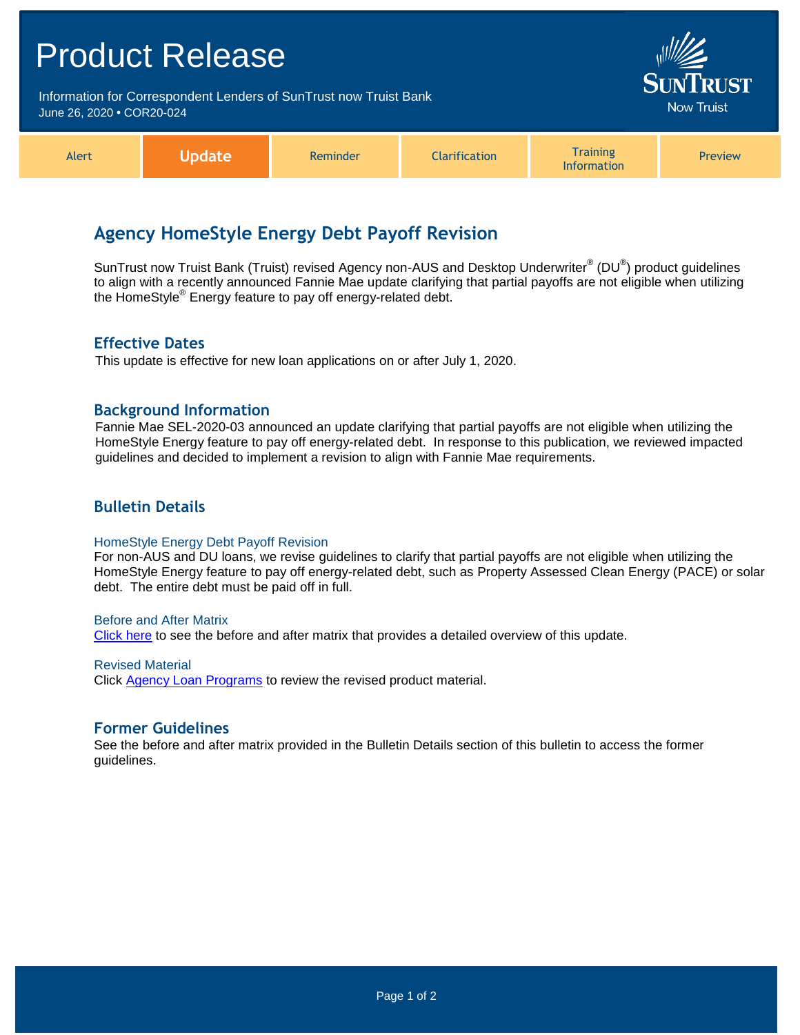# Product Release

Information for Correspondent Lenders of SunTrust now Truist Bank
June 26, 2020 • COR20-024

SunTrust Now Truist

| Alert | **Update** | Reminder | Clarification | Training Information | Preview |
|---|---|---|---|---|---|

## Agency HomeStyle Energy Debt Payoff Revision

SunTrust now Truist Bank (Truist) revised Agency non-AUS and Desktop Underwriter® (DU®) product guidelines to align with a recently announced Fannie Mae update clarifying that partial payoffs are not eligible when utilizing the HomeStyle® Energy feature to pay off energy-related debt.

### Effective Dates

This update is effective for new loan applications on or after July 1, 2020.

### Background Information

Fannie Mae SEL-2020-03 announced an update clarifying that partial payoffs are not eligible when utilizing the HomeStyle Energy feature to pay off energy-related debt. In response to this publication, we reviewed impacted guidelines and decided to implement a revision to align with Fannie Mae requirements.

### Bulletin Details

#### HomeStyle Energy Debt Payoff Revision

For non-AUS and DU loans, we revise guidelines to clarify that partial payoffs are not eligible when utilizing the HomeStyle Energy feature to pay off energy-related debt, such as Property Assessed Clean Energy (PACE) or solar debt. The entire debt must be paid off in full.

#### Before and After Matrix

Click here to see the before and after matrix that provides a detailed overview of this update.

#### Revised Material

Click Agency Loan Programs to review the revised product material.

### Former Guidelines

See the before and after matrix provided in the Bulletin Details section of this bulletin to access the former guidelines.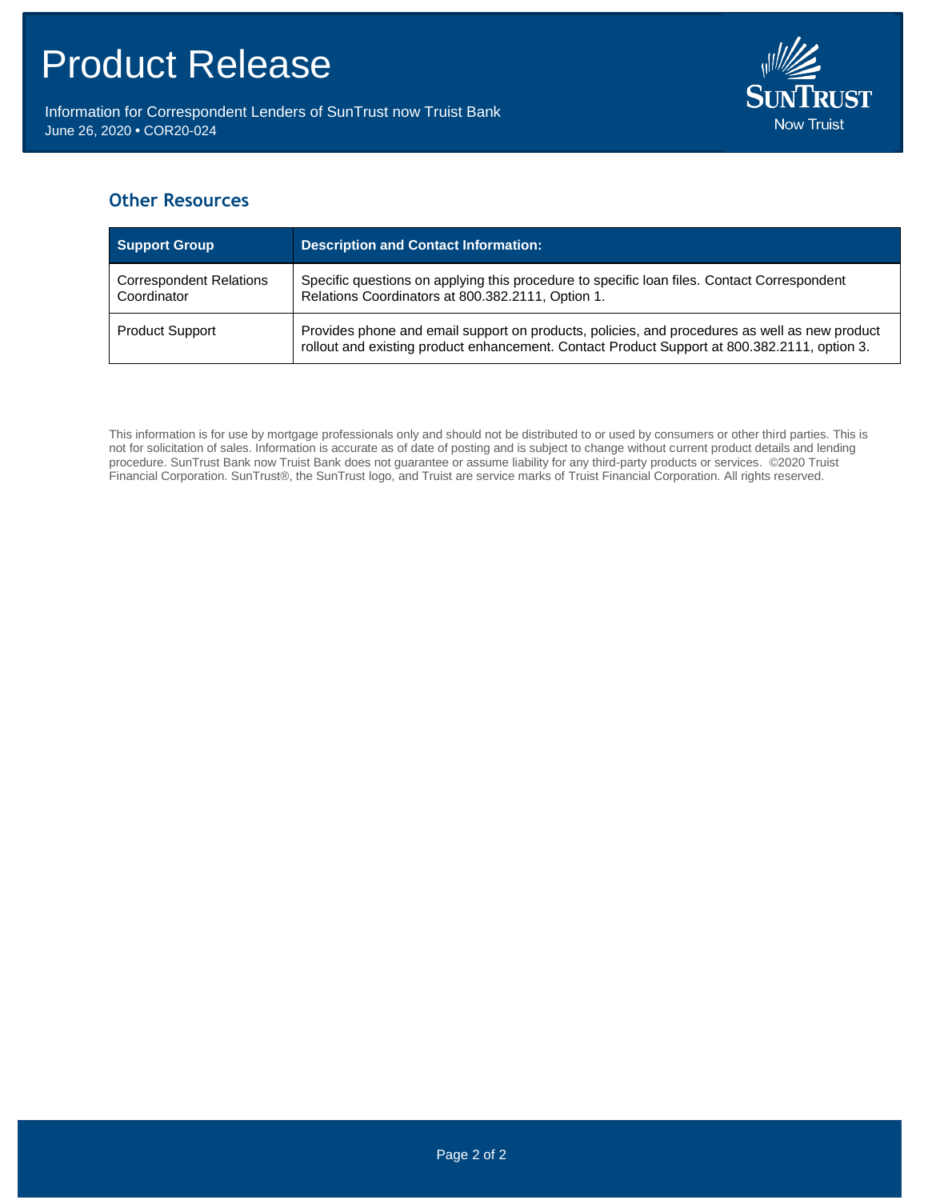## Other Resources

| Support Group | Description and Contact Information: |
|---|---|
| Correspondent Relations Coordinator | Specific questions on applying this procedure to specific loan files. Contact Correspondent Relations Coordinators at 800.382.2111, Option 1. |
| Product Support | Provides phone and email support on products, policies, and procedures as well as new product rollout and existing product enhancement. Contact Product Support at 800.382.2111, option 3. |

This information is for use by mortgage professionals only and should not be distributed to or used by consumers or other third parties. This is not for solicitation of sales. Information is accurate as of date of posting and is subject to change without current product details and lending procedure. SunTrust Bank now Truist Bank does not guarantee or assume liability for any third-party products or services. ©2020 Truist Financial Corporation. SunTrust®, the SunTrust logo, and Truist are service marks of Truist Financial Corporation. All rights reserved.